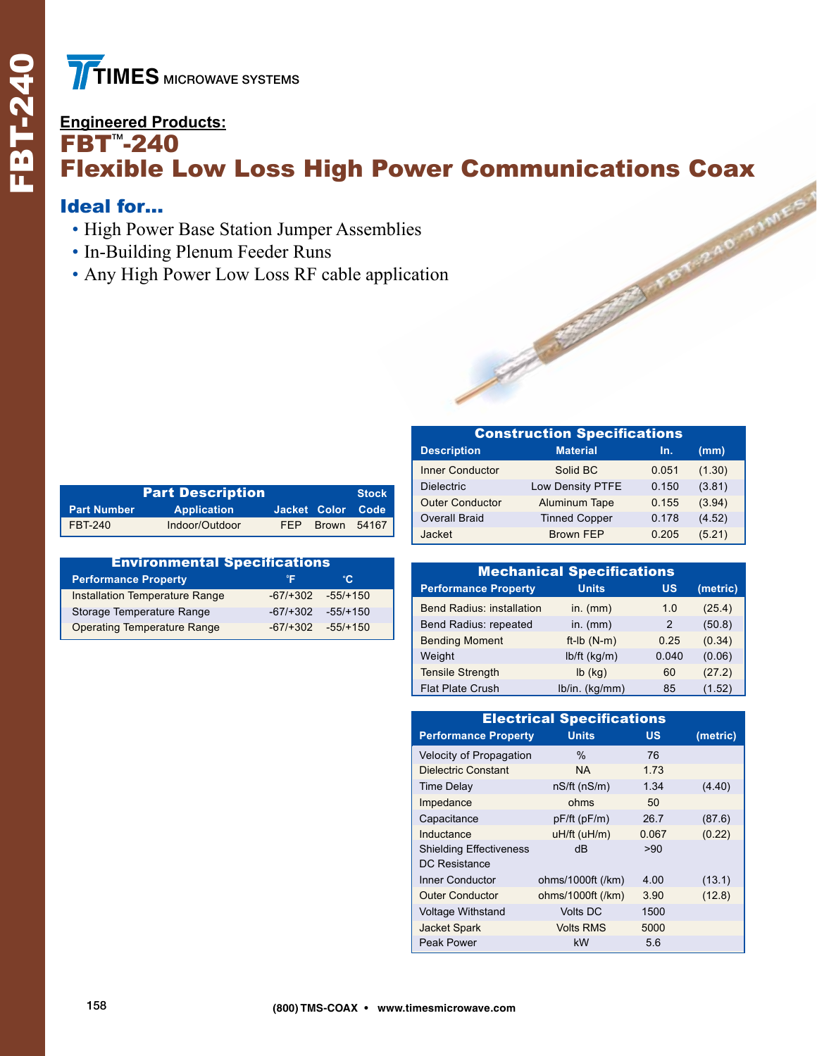# TIMES MICROWAVE SYSTEMS

**Engineered Products:**

# FBT™-240

# Flexible Low Loss High Power Communications Coax

## Ideal for…

- High Power Base Station Jumper Assemblies
- In-Building Plenum Feeder Runs
- Any High Power Low Loss RF cable application

| Part Description | | | | Stock |
|---|---|---|---|---|
| Part Number | Application | Jacket | Color | Code |
| FBT-240 | Indoor/Outdoor | FEP | Brown | 54167 |

| Environmental Specifications | | |
|---|---|---|
| Performance Property | °F | °C |
| Installation Temperature Range | -67/+302 | -55/+150 |
| Storage Temperature Range | -67/+302 | -55/+150 |
| Operating Temperature Range | -67/+302 | -55/+150 |

| Construction Specifications | | | |
|---|---|---|---|
| Description | Material | In. | (mm) |
| Inner Conductor | Solid BC | 0.051 | (1.30) |
| Dielectric | Low Density PTFE | 0.150 | (3.81) |
| Outer Conductor | Aluminum Tape | 0.155 | (3.94) |
| Overall Braid | Tinned Copper | 0.178 | (4.52) |
| Jacket | Brown FEP | 0.205 | (5.21) |

| Mechanical Specifications | | | |
|---|---|---|---|
| Performance Property | Units | US | (metric) |
| Bend Radius: installation | in. (mm) | 1.0 | (25.4) |
| Bend Radius: repeated | in. (mm) | 2 | (50.8) |
| Bending Moment | ft-lb (N-m) | 0.25 | (0.34) |
| Weight | lb/ft (kg/m) | 0.040 | (0.06) |
| Tensile Strength | lb (kg) | 60 | (27.2) |
| Flat Plate Crush | lb/in. (kg/mm) | 85 | (1.52) |

| Electrical Specifications | | | |
|---|---|---|---|
| Performance Property | Units | US | (metric) |
| Velocity of Propagation | % | 76 | |
| Dielectric Constant | NA | 1.73 | |
| Time Delay | nS/ft (nS/m) | 1.34 | (4.40) |
| Impedance | ohms | 50 | |
| Capacitance | pF/ft (pF/m) | 26.7 | (87.6) |
| Inductance | uH/ft (uH/m) | 0.067 | (0.22) |
| Shielding Effectiveness | dB | >90 | |
| DC Resistance | | | |
| Inner Conductor | ohms/1000ft (/km) | 4.00 | (13.1) |
| Outer Conductor | ohms/1000ft (/km) | 3.90 | (12.8) |
| Voltage Withstand | Volts DC | 1500 | |
| Jacket Spark | Volts RMS | 5000 | |
| Peak Power | kW | 5.6 | |

(800) TMS-COAX • www.timesmicrowave.com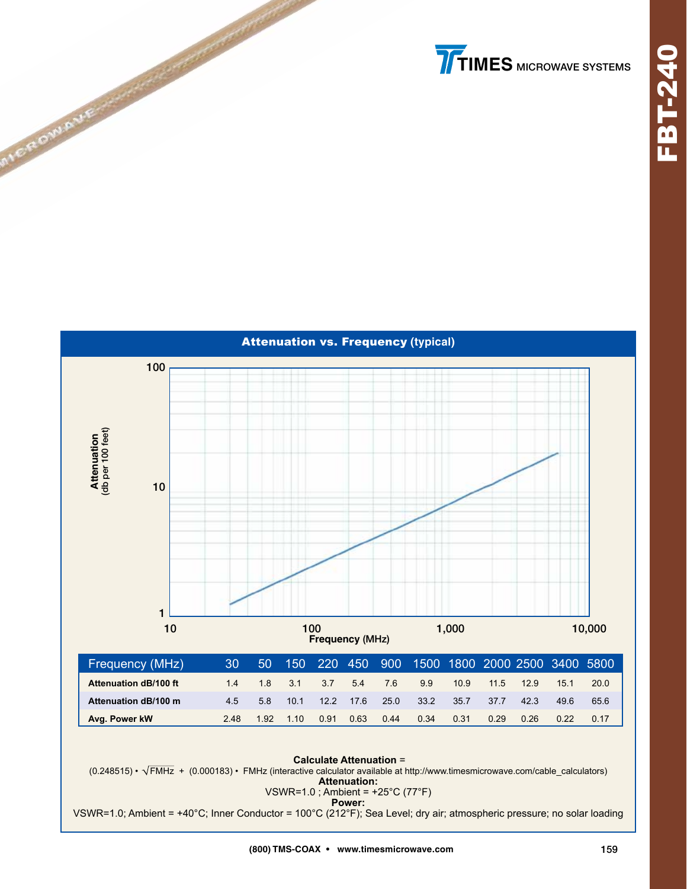TIMES MICROWAVE SYSTEMS

# FBT-240

## Attenuation vs. Frequency (typical)

Attenuation (db per 100 feet)

100

10

1

10 100 1,000 10,000

Frequency (MHz)

| Frequency (MHz) | 30 | 50 | 150 | 220 | 450 | 900 | 1500 | 1800 | 2000 | 2500 | 3400 | 5800 |
|---|---|---|---|---|---|---|---|---|---|---|---|---|
| **Attenuation dB/100 ft** | 1.4 | 1.8 | 3.1 | 3.7 | 5.4 | 7.6 | 9.9 | 10.9 | 11.5 | 12.9 | 15.1 | 20.0 |
| **Attenuation dB/100 m** | 4.5 | 5.8 | 10.1 | 12.2 | 17.6 | 25.0 | 33.2 | 35.7 | 37.7 | 42.3 | 49.6 | 65.6 |
| **Avg. Power kW** | 2.48 | 1.92 | 1.10 | 0.91 | 0.63 | 0.44 | 0.34 | 0.31 | 0.29 | 0.26 | 0.22 | 0.17 |

**Calculate Attenuation** =

(0.248515) • $\sqrt{\text{FMHz}}$ + (0.000183) • FMHz (interactive calculator available at http://www.timesmicrowave.com/cable_calculators)

**Attenuation:**

VSWR=1.0 ; Ambient = +25°C (77°F)

**Power:**

VSWR=1.0; Ambient = +40°C; Inner Conductor = 100°C (212°F); Sea Level; dry air; atmospheric pressure; no solar loading

(800) TMS-COAX • www.timesmicrowave.com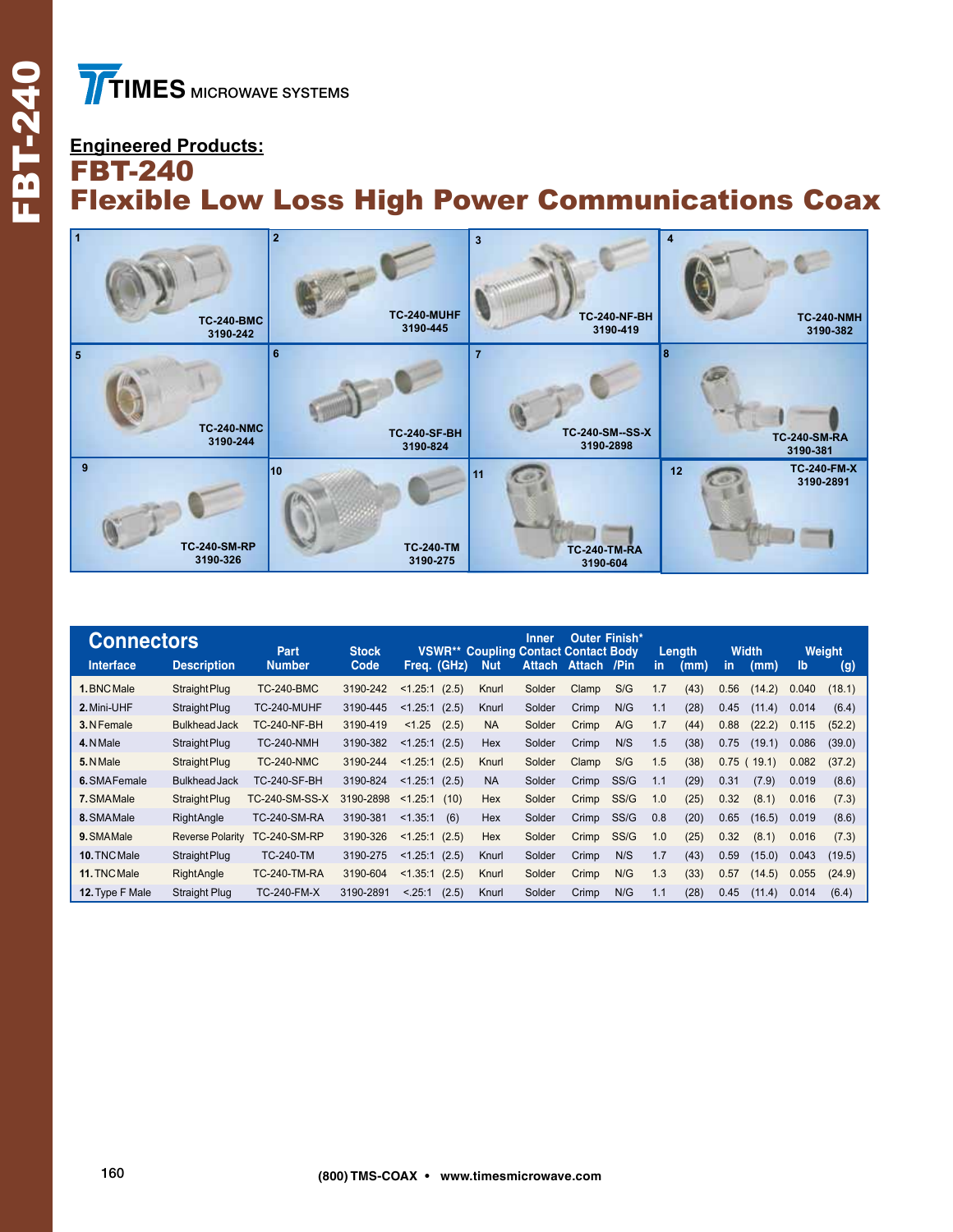## Engineered Products:

# FBT-240
# Flexible Low Loss High Power Communications Coax

1. TC-240-BMC 3190-242
2. TC-240-MUHF 3190-445
3. TC-240-NF-BH 3190-419
4. TC-240-NMH 3190-382
5. TC-240-NMC 3190-244
6. TC-240-SF-BH 3190-824
7. TC-240-SM--SS-X 3190-2898
8. TC-240-SM-RA 3190-381
9. TC-240-SM-RP 3190-326
10. TC-240-TM 3190-275
11. TC-240-TM-RA 3190-604
12. TC-240-FM-X 3190-2891

## Connectors

| Interface | Description | Part Number | Stock Code | VSWR** | Freq. (GHz) | Coupling Nut | Inner Contact Attach | Outer Contact Attach | Finish* Body /Pin | Length in | (mm) | Width in | (mm) | Weight lb | (g) |
|---|---|---|---|---|---|---|---|---|---|---|---|---|---|---|---|
| 1. BNC Male | Straight Plug | TC-240-BMC | 3190-242 | <1.25:1 | (2.5) | Knurl | Solder | Clamp | S/G | 1.7 | (43) | 0.56 | (14.2) | 0.040 | (18.1) |
| 2. Mini-UHF | Straight Plug | TC-240-MUHF | 3190-445 | <1.25:1 | (2.5) | Knurl | Solder | Crimp | N/G | 1.1 | (28) | 0.45 | (11.4) | 0.014 | (6.4) |
| 3. N Female | Bulkhead Jack | TC-240-NF-BH | 3190-419 | <1.25 | (2.5) | NA | Solder | Crimp | A/G | 1.7 | (44) | 0.88 | (22.2) | 0.115 | (52.2) |
| 4. N Male | Straight Plug | TC-240-NMH | 3190-382 | <1.25:1 | (2.5) | Hex | Solder | Crimp | N/S | 1.5 | (38) | 0.75 | (19.1) | 0.086 | (39.0) |
| 5. N Male | Straight Plug | TC-240-NMC | 3190-244 | <1.25:1 | (2.5) | Knurl | Solder | Clamp | S/G | 1.5 | (38) | 0.75 | (19.1) | 0.082 | (37.2) |
| 6. SMA Female | Bulkhead Jack | TC-240-SF-BH | 3190-824 | <1.25:1 | (2.5) | NA | Solder | Crimp | SS/G | 1.1 | (29) | 0.31 | (7.9) | 0.019 | (8.6) |
| 7. SMA Male | Straight Plug | TC-240-SM-SS-X | 3190-2898 | <1.25:1 | (10) | Hex | Solder | Crimp | SS/G | 1.0 | (25) | 0.32 | (8.1) | 0.016 | (7.3) |
| 8. SMA Male | Right Angle | TC-240-SM-RA | 3190-381 | <1.35:1 | (6) | Hex | Solder | Crimp | SS/G | 0.8 | (20) | 0.65 | (16.5) | 0.019 | (8.6) |
| 9. SMA Male | Reverse Polarity | TC-240-SM-RP | 3190-326 | <1.25:1 | (2.5) | Hex | Solder | Crimp | SS/G | 1.0 | (25) | 0.32 | (8.1) | 0.016 | (7.3) |
| 10. TNC Male | Straight Plug | TC-240-TM | 3190-275 | <1.25:1 | (2.5) | Knurl | Solder | Crimp | N/S | 1.7 | (43) | 0.59 | (15.0) | 0.043 | (19.5) |
| 11. TNC Male | Right Angle | TC-240-TM-RA | 3190-604 | <1.35:1 | (2.5) | Knurl | Solder | Crimp | N/G | 1.3 | (33) | 0.57 | (14.5) | 0.055 | (24.9) |
| 12. Type F Male | Straight Plug | TC-240-FM-X | 3190-2891 | <.25:1 | (2.5) | Knurl | Solder | Crimp | N/G | 1.1 | (28) | 0.45 | (11.4) | 0.014 | (6.4) |

(800) TMS-COAX • www.timesmicrowave.com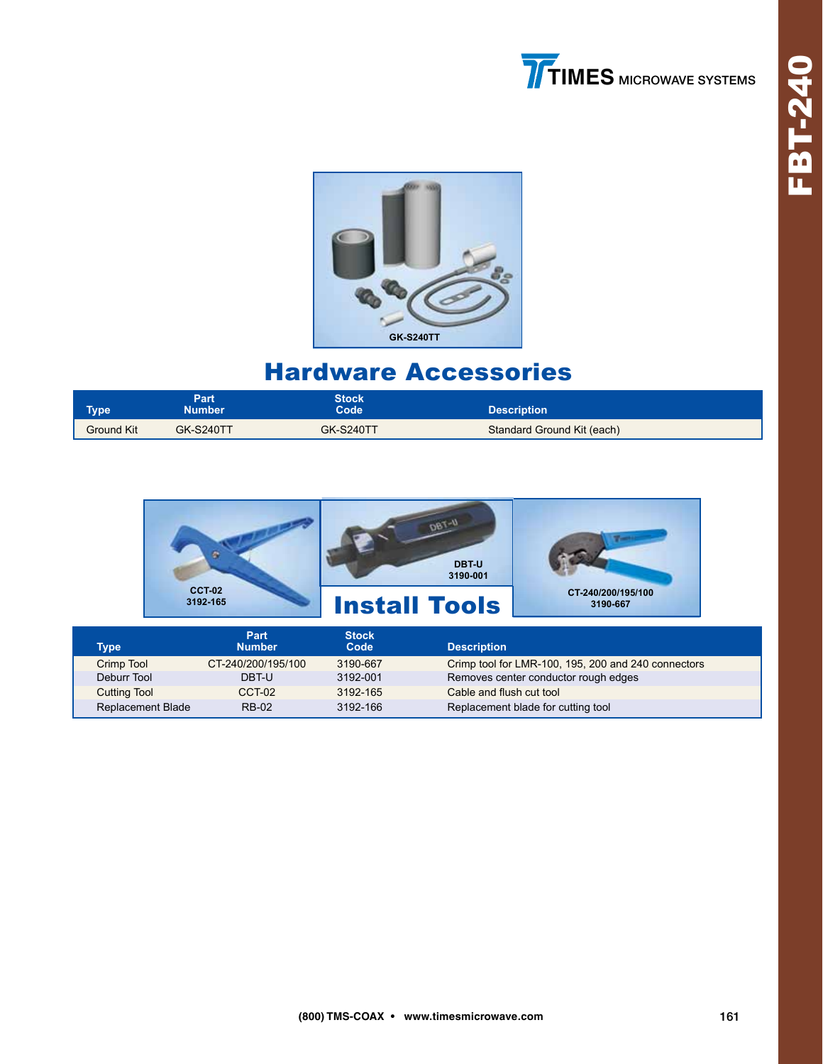GK-S240TT

## Hardware Accessories

| Type | Part Number | Stock Code | Description |
|---|---|---|---|
| Ground Kit | GK-S240TT | GK-S240TT | Standard Ground Kit (each) |

CCT-02
3192-165

DBT-U
3190-001

CT-240/200/195/100
3190-667

## Install Tools

| Type | Part Number | Stock Code | Description |
|---|---|---|---|
| Crimp Tool | CT-240/200/195/100 | 3190-667 | Crimp tool for LMR-100, 195, 200 and 240 connectors |
| Deburr Tool | DBT-U | 3192-001 | Removes center conductor rough edges |
| Cutting Tool | CCT-02 | 3192-165 | Cable and flush cut tool |
| Replacement Blade | RB-02 | 3192-166 | Replacement blade for cutting tool |